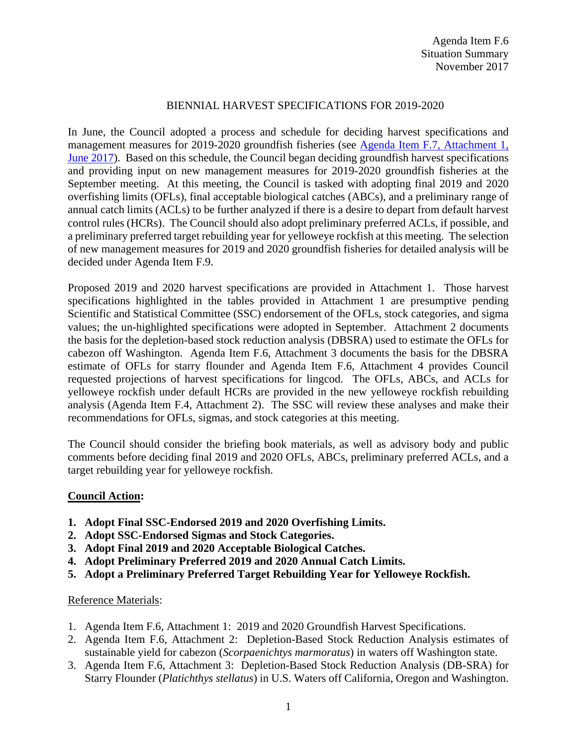Agenda Item F.6
Situation Summary
November 2017

# BIENNIAL HARVEST SPECIFICATIONS FOR 2019-2020

In June, the Council adopted a process and schedule for deciding harvest specifications and management measures for 2019-2020 groundfish fisheries (see [Agenda Item F.7, Attachment 1, June 2017](#)). Based on this schedule, the Council began deciding groundfish harvest specifications and providing input on new management measures for 2019-2020 groundfish fisheries at the September meeting. At this meeting, the Council is tasked with adopting final 2019 and 2020 overfishing limits (OFLs), final acceptable biological catches (ABCs), and a preliminary range of annual catch limits (ACLs) to be further analyzed if there is a desire to depart from default harvest control rules (HCRs). The Council should also adopt preliminary preferred ACLs, if possible, and a preliminary preferred target rebuilding year for yelloweye rockfish at this meeting. The selection of new management measures for 2019 and 2020 groundfish fisheries for detailed analysis will be decided under Agenda Item F.9.

Proposed 2019 and 2020 harvest specifications are provided in Attachment 1. Those harvest specifications highlighted in the tables provided in Attachment 1 are presumptive pending Scientific and Statistical Committee (SSC) endorsement of the OFLs, stock categories, and sigma values; the un-highlighted specifications were adopted in September. Attachment 2 documents the basis for the depletion-based stock reduction analysis (DBSRA) used to estimate the OFLs for cabezon off Washington. Agenda Item F.6, Attachment 3 documents the basis for the DBSRA estimate of OFLs for starry flounder and Agenda Item F.6, Attachment 4 provides Council requested projections of harvest specifications for lingcod. The OFLs, ABCs, and ACLs for yelloweye rockfish under default HCRs are provided in the new yelloweye rockfish rebuilding analysis (Agenda Item F.4, Attachment 2). The SSC will review these analyses and make their recommendations for OFLs, sigmas, and stock categories at this meeting.

The Council should consider the briefing book materials, as well as advisory body and public comments before deciding final 2019 and 2020 OFLs, ABCs, preliminary preferred ACLs, and a target rebuilding year for yelloweye rockfish.

## Council Action:

1. **Adopt Final SSC-Endorsed 2019 and 2020 Overfishing Limits.**
2. **Adopt SSC-Endorsed Sigmas and Stock Categories.**
3. **Adopt Final 2019 and 2020 Acceptable Biological Catches.**
4. **Adopt Preliminary Preferred 2019 and 2020 Annual Catch Limits.**
5. **Adopt a Preliminary Preferred Target Rebuilding Year for Yelloweye Rockfish.**

Reference Materials:

1. Agenda Item F.6, Attachment 1: 2019 and 2020 Groundfish Harvest Specifications.
2. Agenda Item F.6, Attachment 2: Depletion-Based Stock Reduction Analysis estimates of sustainable yield for cabezon (*Scorpaenichtys marmoratus*) in waters off Washington state.
3. Agenda Item F.6, Attachment 3: Depletion-Based Stock Reduction Analysis (DB-SRA) for Starry Flounder (*Platichthys stellatus*) in U.S. Waters off California, Oregon and Washington.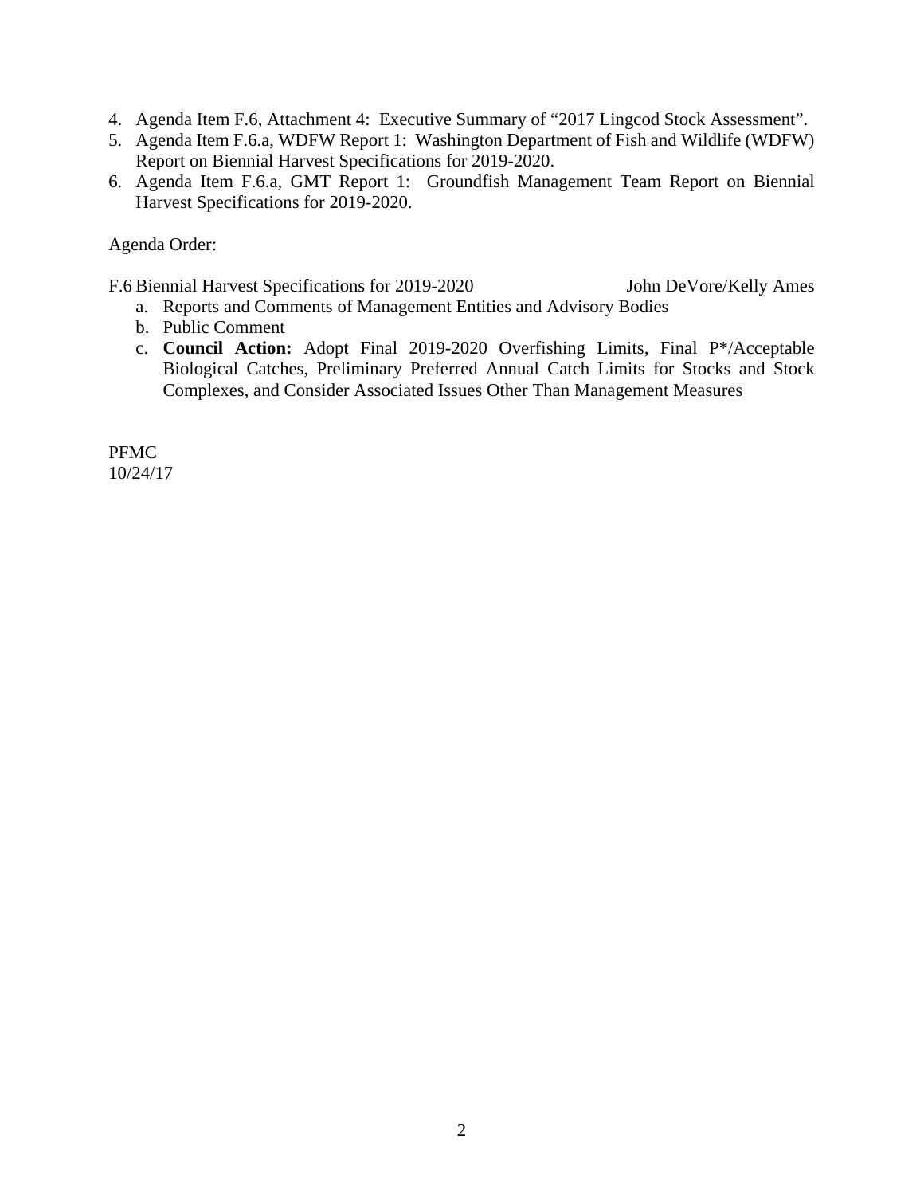4. Agenda Item F.6, Attachment 4: Executive Summary of "2017 Lingcod Stock Assessment".
5. Agenda Item F.6.a, WDFW Report 1: Washington Department of Fish and Wildlife (WDFW) Report on Biennial Harvest Specifications for 2019-2020.
6. Agenda Item F.6.a, GMT Report 1: Groundfish Management Team Report on Biennial Harvest Specifications for 2019-2020.

<u>Agenda Order</u>:

F.6 Biennial Harvest Specifications for 2019-2020 John DeVore/Kelly Ames

a. Reports and Comments of Management Entities and Advisory Bodies
b. Public Comment
c. **Council Action:** Adopt Final 2019-2020 Overfishing Limits, Final P*/Acceptable Biological Catches, Preliminary Preferred Annual Catch Limits for Stocks and Stock Complexes, and Consider Associated Issues Other Than Management Measures

PFMC
10/24/17